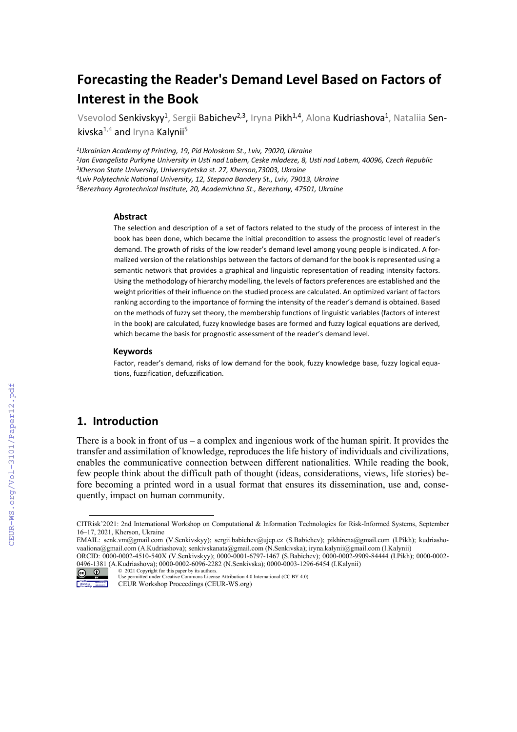# Forecasting the Reader's Demand Level Based on Factors of Interest in the Book

Vsevolod Senkivskyy[1], Sergii Babichev[2,3], Iryna Pikh[1,4], Alona Kudriashova[1], Nataliia Senkivska[1,4] and Iryna Kalynii[5]

[1]*Ukrainian Academy of Printing, 19, Pid Holoskom St., Lviv, 79020, Ukraine*
[2]*Jan Evangelista Purkyne University in Usti nad Labem, Ceske mladeze, 8, Usti nad Labem, 40096, Czech Republic*
[3]*Kherson State University, Universytetska st. 27, Kherson,73003, Ukraine*
[4]*Lviv Polytechnic National University, 12, Stepana Bandery St., Lviv, 79013, Ukraine*
[5]*Berezhany Agrotechnical Institute, 20, Academichna St., Berezhany, 47501, Ukraine*

### Abstract

The selection and description of a set of factors related to the study of the process of interest in the book has been done, which became the initial precondition to assess the prognostic level of reader's demand. The growth of risks of the low reader's demand level among young people is indicated. A formalized version of the relationships between the factors of demand for the book is represented using a semantic network that provides a graphical and linguistic representation of reading intensity factors. Using the methodology of hierarchy modelling, the levels of factors preferences are established and the weight priorities of their influence on the studied process are calculated. An optimized variant of factors ranking according to the importance of forming the intensity of the reader's demand is obtained. Based on the methods of fuzzy set theory, the membership functions of linguistic variables (factors of interest in the book) are calculated, fuzzy knowledge bases are formed and fuzzy logical equations are derived, which became the basis for prognostic assessment of the reader's demand level.

### Keywords

Factor, reader's demand, risks of low demand for the book, fuzzy knowledge base, fuzzy logical equations, fuzzification, defuzzification.

## 1. Introduction

There is a book in front of us – a complex and ingenious work of the human spirit. It provides the transfer and assimilation of knowledge, reproduces the life history of individuals and civilizations, enables the communicative connection between different nationalities. While reading the book, few people think about the difficult path of thought (ideas, considerations, views, life stories) before becoming a printed word in a usual format that ensures its dissemination, use and, consequently, impact on human community.

---

CITRisk'2021: 2nd International Workshop on Computational & Information Technologies for Risk-Informed Systems, September 16–17, 2021, Kherson, Ukraine
EMAIL: senk.vm@gmail.com (V.Senkivskyy); sergii.babichev@ujep.cz (S.Babichev); pikhirena@gmail.com (I.Pikh); kudriashovaaliona@gmail.com (A.Kudriashova); senkivskanata@gmail.com (N.Senkivska); iryna.kalynii@gmail.com (I.Kalynii)
ORCID: 0000-0002-4510-540X (V.Senkivskyy); 0000-0001-6797-1467 (S.Babichev); 0000-0002-9909-84444 (I.Pikh); 0000-0002-0496-1381 (A.Kudriashova); 0000-0002-6096-2282 (N.Senkivska); 0000-0003-1296-6454 (I.Kalynii)
© 2021 Copyright for this paper by its authors.
Use permitted under Creative Commons License Attribution 4.0 International (CC BY 4.0).
CEUR Workshop Proceedings (CEUR-WS.org)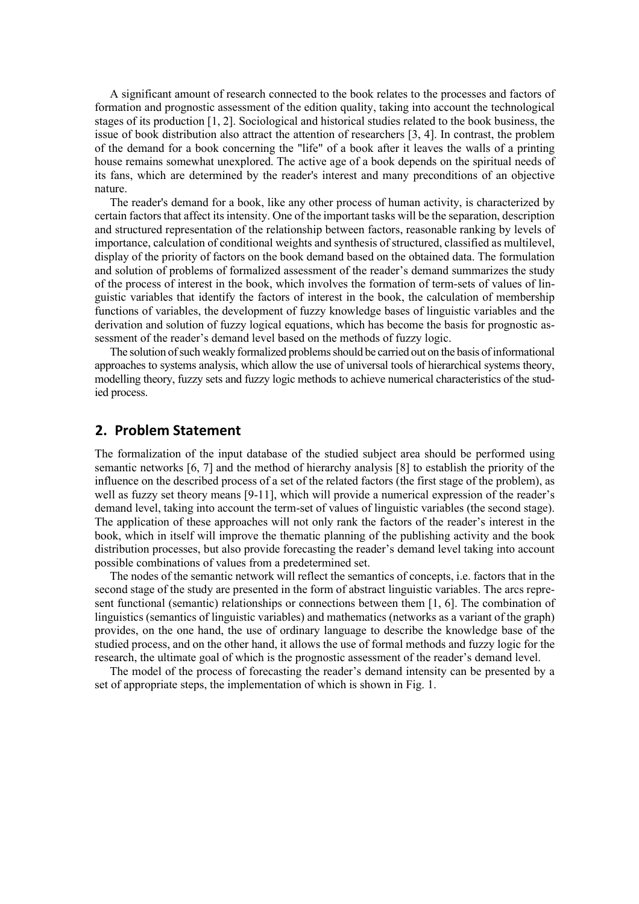A significant amount of research connected to the book relates to the processes and factors of formation and prognostic assessment of the edition quality, taking into account the technological stages of its production [1, 2]. Sociological and historical studies related to the book business, the issue of book distribution also attract the attention of researchers [3, 4]. In contrast, the problem of the demand for a book concerning the "life" of a book after it leaves the walls of a printing house remains somewhat unexplored. The active age of a book depends on the spiritual needs of its fans, which are determined by the reader's interest and many preconditions of an objective nature.

The reader's demand for a book, like any other process of human activity, is characterized by certain factors that affect its intensity. One of the important tasks will be the separation, description and structured representation of the relationship between factors, reasonable ranking by levels of importance, calculation of conditional weights and synthesis of structured, classified as multilevel, display of the priority of factors on the book demand based on the obtained data. The formulation and solution of problems of formalized assessment of the reader's demand summarizes the study of the process of interest in the book, which involves the formation of term-sets of values of linguistic variables that identify the factors of interest in the book, the calculation of membership functions of variables, the development of fuzzy knowledge bases of linguistic variables and the derivation and solution of fuzzy logical equations, which has become the basis for prognostic assessment of the reader's demand level based on the methods of fuzzy logic.

The solution of such weakly formalized problems should be carried out on the basis of informational approaches to systems analysis, which allow the use of universal tools of hierarchical systems theory, modelling theory, fuzzy sets and fuzzy logic methods to achieve numerical characteristics of the studied process.

## 2. Problem Statement

The formalization of the input database of the studied subject area should be performed using semantic networks [6, 7] and the method of hierarchy analysis [8] to establish the priority of the influence on the described process of a set of the related factors (the first stage of the problem), as well as fuzzy set theory means [9-11], which will provide a numerical expression of the reader's demand level, taking into account the term-set of values of linguistic variables (the second stage). The application of these approaches will not only rank the factors of the reader's interest in the book, which in itself will improve the thematic planning of the publishing activity and the book distribution processes, but also provide forecasting the reader's demand level taking into account possible combinations of values from a predetermined set.

The nodes of the semantic network will reflect the semantics of concepts, i.e. factors that in the second stage of the study are presented in the form of abstract linguistic variables. The arcs represent functional (semantic) relationships or connections between them [1, 6]. The combination of linguistics (semantics of linguistic variables) and mathematics (networks as a variant of the graph) provides, on the one hand, the use of ordinary language to describe the knowledge base of the studied process, and on the other hand, it allows the use of formal methods and fuzzy logic for the research, the ultimate goal of which is the prognostic assessment of the reader's demand level.

The model of the process of forecasting the reader's demand intensity can be presented by a set of appropriate steps, the implementation of which is shown in Fig. 1.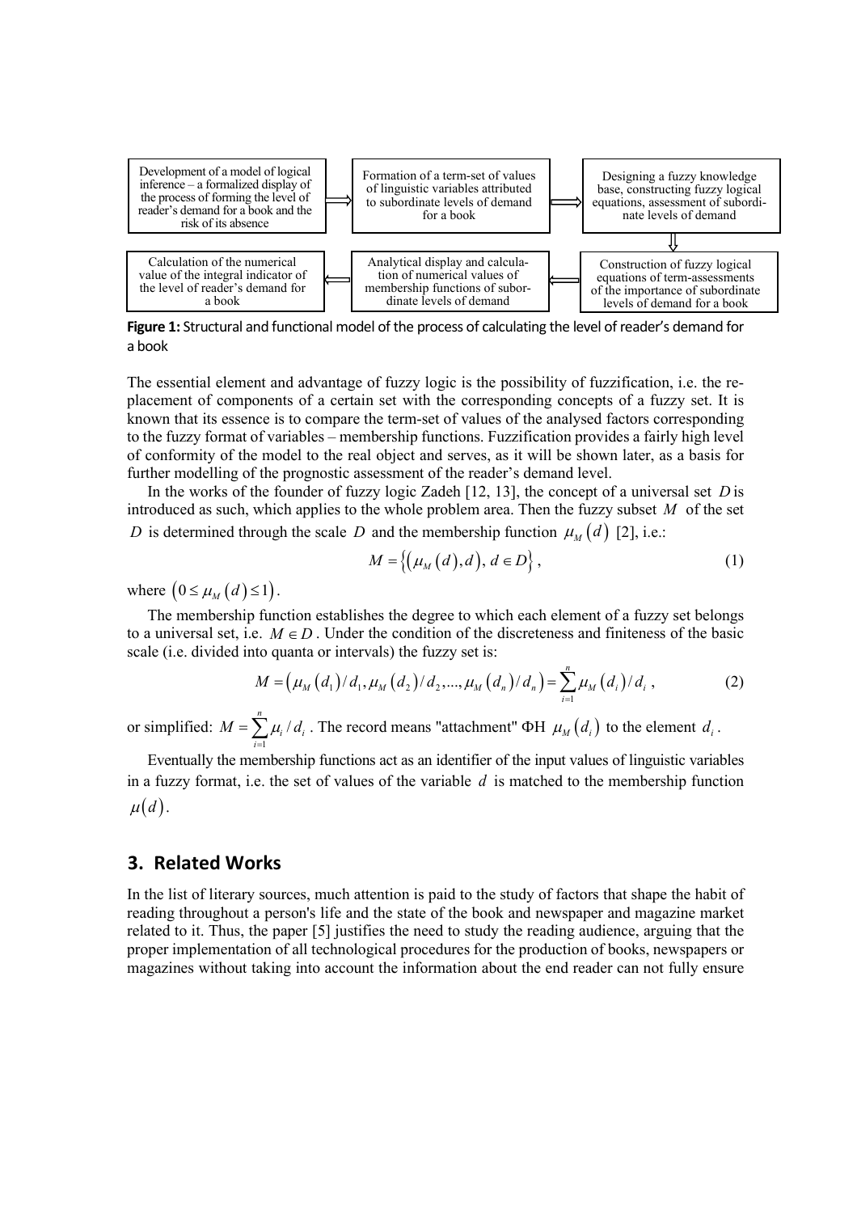Development of a model of logical inference – a formalized display of the process of forming the level of reader's demand for a book and the risk of its absence ⟹ Formation of a term-set of values of linguistic variables attributed to subordinate levels of demand for a book ⟹ Designing a fuzzy knowledge base, constructing fuzzy logical equations, assessment of subordinate levels of demand ⟹ Construction of fuzzy logical equations of term-assessments of the importance of subordinate levels of demand for a book ⟹ Analytical display and calculation of numerical values of membership functions of subordinate levels of demand ⟹ Calculation of the numerical value of the integral indicator of the level of reader's demand for a book

**Figure 1:** Structural and functional model of the process of calculating the level of reader's demand for a book

The essential element and advantage of fuzzy logic is the possibility of fuzzification, i.e. the replacement of components of a certain set with the corresponding concepts of a fuzzy set. It is known that its essence is to compare the term-set of values of the analysed factors corresponding to the fuzzy format of variables – membership functions. Fuzzification provides a fairly high level of conformity of the model to the real object and serves, as it will be shown later, as a basis for further modelling of the prognostic assessment of the reader's demand level.

In the works of the founder of fuzzy logic Zadeh [12, 13], the concept of a universal set $D$ is introduced as such, which applies to the whole problem area. Then the fuzzy subset $M$ of the set $D$ is determined through the scale $D$ and the membership function $\mu_M(d)$ [2], i.e.:

$$M = \{(\mu_M(d), d),\ d \in D\}, \tag{1}$$

where $(0 \le \mu_M(d) \le 1)$.

The membership function establishes the degree to which each element of a fuzzy set belongs to a universal set, i.e. $M \in D$. Under the condition of the discreteness and finiteness of the basic scale (i.e. divided into quanta or intervals) the fuzzy set is:

$$M = (\mu_M(d_1)/d_1, \mu_M(d_2)/d_2, ..., \mu_M(d_n)/d_n) = \sum_{i=1}^{n} \mu_M(d_i)/d_i\ , \tag{2}$$

or simplified: $M = \sum_{i=1}^{n} \mu_i / d_i$. The record means "attachment" ΦH $\mu_M(d_i)$ to the element $d_i$.

Eventually the membership functions act as an identifier of the input values of linguistic variables in a fuzzy format, i.e. the set of values of the variable $d$ is matched to the membership function $\mu(d)$.

## 3. Related Works

In the list of literary sources, much attention is paid to the study of factors that shape the habit of reading throughout a person's life and the state of the book and newspaper and magazine market related to it. Thus, the paper [5] justifies the need to study the reading audience, arguing that the proper implementation of all technological procedures for the production of books, newspapers or magazines without taking into account the information about the end reader can not fully ensure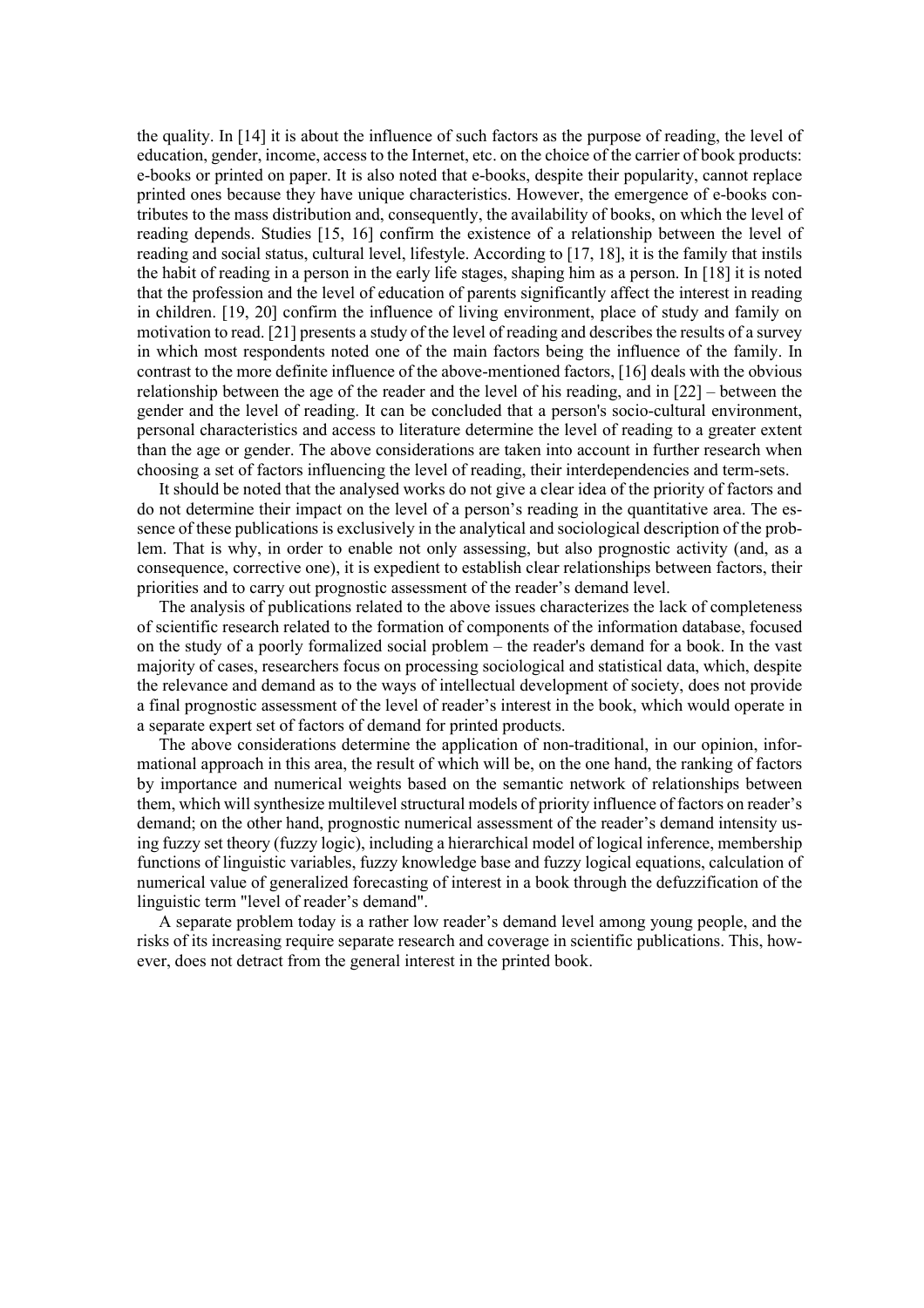the quality. In [14] it is about the influence of such factors as the purpose of reading, the level of education, gender, income, access to the Internet, etc. on the choice of the carrier of book products: e-books or printed on paper. It is also noted that e-books, despite their popularity, cannot replace printed ones because they have unique characteristics. However, the emergence of e-books contributes to the mass distribution and, consequently, the availability of books, on which the level of reading depends. Studies [15, 16] confirm the existence of a relationship between the level of reading and social status, cultural level, lifestyle. According to [17, 18], it is the family that instils the habit of reading in a person in the early life stages, shaping him as a person. In [18] it is noted that the profession and the level of education of parents significantly affect the interest in reading in children. [19, 20] confirm the influence of living environment, place of study and family on motivation to read. [21] presents a study of the level of reading and describes the results of a survey in which most respondents noted one of the main factors being the influence of the family. In contrast to the more definite influence of the above-mentioned factors, [16] deals with the obvious relationship between the age of the reader and the level of his reading, and in [22] – between the gender and the level of reading. It can be concluded that a person's socio-cultural environment, personal characteristics and access to literature determine the level of reading to a greater extent than the age or gender. The above considerations are taken into account in further research when choosing a set of factors influencing the level of reading, their interdependencies and term-sets.

It should be noted that the analysed works do not give a clear idea of the priority of factors and do not determine their impact on the level of a person's reading in the quantitative area. The essence of these publications is exclusively in the analytical and sociological description of the problem. That is why, in order to enable not only assessing, but also prognostic activity (and, as a consequence, corrective one), it is expedient to establish clear relationships between factors, their priorities and to carry out prognostic assessment of the reader's demand level.

The analysis of publications related to the above issues characterizes the lack of completeness of scientific research related to the formation of components of the information database, focused on the study of a poorly formalized social problem – the reader's demand for a book. In the vast majority of cases, researchers focus on processing sociological and statistical data, which, despite the relevance and demand as to the ways of intellectual development of society, does not provide a final prognostic assessment of the level of reader's interest in the book, which would operate in a separate expert set of factors of demand for printed products.

The above considerations determine the application of non-traditional, in our opinion, informational approach in this area, the result of which will be, on the one hand, the ranking of factors by importance and numerical weights based on the semantic network of relationships between them, which will synthesize multilevel structural models of priority influence of factors on reader's demand; on the other hand, prognostic numerical assessment of the reader's demand intensity using fuzzy set theory (fuzzy logic), including a hierarchical model of logical inference, membership functions of linguistic variables, fuzzy knowledge base and fuzzy logical equations, calculation of numerical value of generalized forecasting of interest in a book through the defuzzification of the linguistic term "level of reader's demand".

A separate problem today is a rather low reader's demand level among young people, and the risks of its increasing require separate research and coverage in scientific publications. This, however, does not detract from the general interest in the printed book.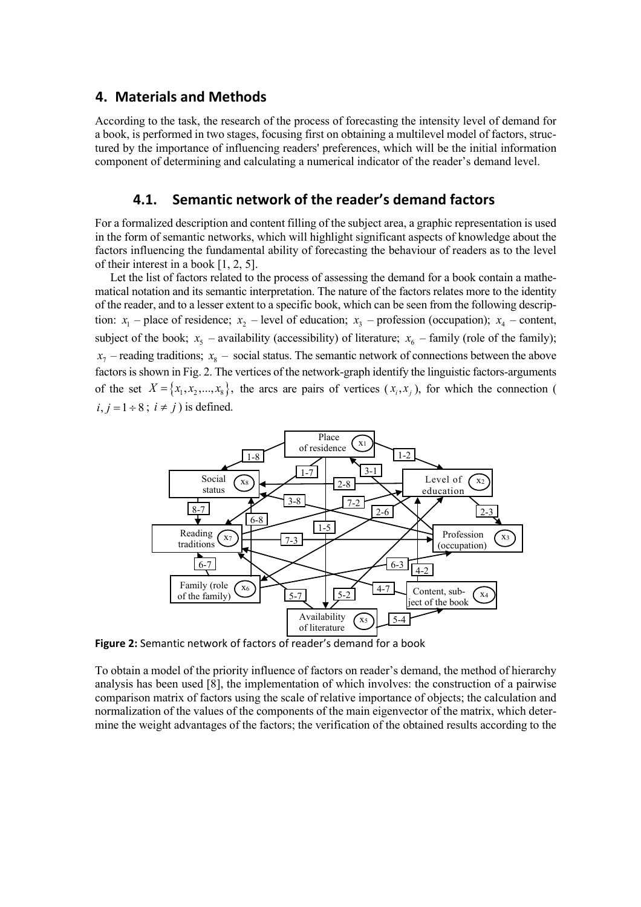## 4. Materials and Methods

According to the task, the research of the process of forecasting the intensity level of demand for a book, is performed in two stages, focusing first on obtaining a multilevel model of factors, structured by the importance of influencing readers' preferences, which will be the initial information component of determining and calculating a numerical indicator of the reader's demand level.

### 4.1. Semantic network of the reader's demand factors

For a formalized description and content filling of the subject area, a graphic representation is used in the form of semantic networks, which will highlight significant aspects of knowledge about the factors influencing the fundamental ability of forecasting the behaviour of readers as to the level of their interest in a book [1, 2, 5].

Let the list of factors related to the process of assessing the demand for a book contain a mathematical notation and its semantic interpretation. The nature of the factors relates more to the identity of the reader, and to a lesser extent to a specific book, which can be seen from the following description: $x_1$ – place of residence; $x_2$ – level of education; $x_3$ – profession (occupation); $x_4$ – content, subject of the book; $x_5$ – availability (accessibility) of literature; $x_6$ – family (role of the family); $x_7$ – reading traditions; $x_8$ – social status. The semantic network of connections between the above factors is shown in Fig. 2. The vertices of the network-graph identify the linguistic factors-arguments of the set $X = \{x_1, x_2, ..., x_8\}$, the arcs are pairs of vertices ($x_i, x_j$), for which the connection ($i, j = 1 \div 8$; $i \neq j$) is defined.

**Figure 2:** Semantic network of factors of reader's demand for a book

To obtain a model of the priority influence of factors on reader's demand, the method of hierarchy analysis has been used [8], the implementation of which involves: the construction of a pairwise comparison matrix of factors using the scale of relative importance of objects; the calculation and normalization of the values of the components of the main eigenvector of the matrix, which determine the weight advantages of the factors; the verification of the obtained results according to the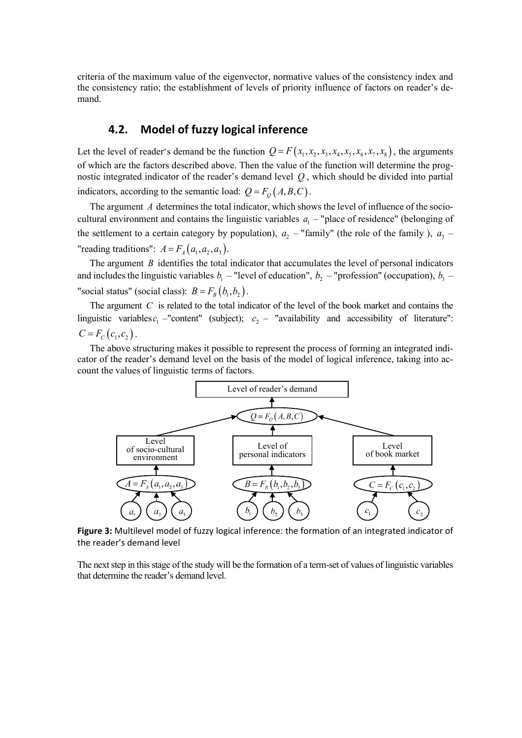criteria of the maximum value of the eigenvector, normative values of the consistency index and the consistency ratio; the establishment of levels of priority influence of factors on reader's demand.

## 4.2. Model of fuzzy logical inference

Let the level of reader's demand be the function $Q = F(x_1, x_2, x_3, x_4, x_5, x_6, x_7, x_8)$, the arguments of which are the factors described above. Then the value of the function will determine the prognostic integrated indicator of the reader's demand level $Q$, which should be divided into partial indicators, according to the semantic load: $Q = F_Q(A, B, C)$.

The argument $A$ determines the total indicator, which shows the level of influence of the socio-cultural environment and contains the linguistic variables $a_1$ – "place of residence" (belonging of the settlement to a certain category by population), $a_2$ – "family" (the role of the family ), $a_3$ – "reading traditions": $A = F_A(a_1, a_2, a_3)$.

The argument $B$ identifies the total indicator that accumulates the level of personal indicators and includes the linguistic variables $b_1$ – "level of education", $b_2$ – "profession" (occupation), $b_3$ – "social status" (social class): $B = F_B(b_1, b_2)$.

The argument $C$ is related to the total indicator of the level of the book market and contains the linguistic variables $c_1$ –"content" (subject); $c_2$ – "availability and accessibility of literature": $C = F_C(c_1, c_2)$.

The above structuring makes it possible to represent the process of forming an integrated indicator of the reader's demand level on the basis of the model of logical inference, taking into account the values of linguistic terms of factors.

**Figure 3:** Multilevel model of fuzzy logical inference: the formation of an integrated indicator of the reader's demand level

The next step in this stage of the study will be the formation of a term-set of values of linguistic variables that determine the reader's demand level.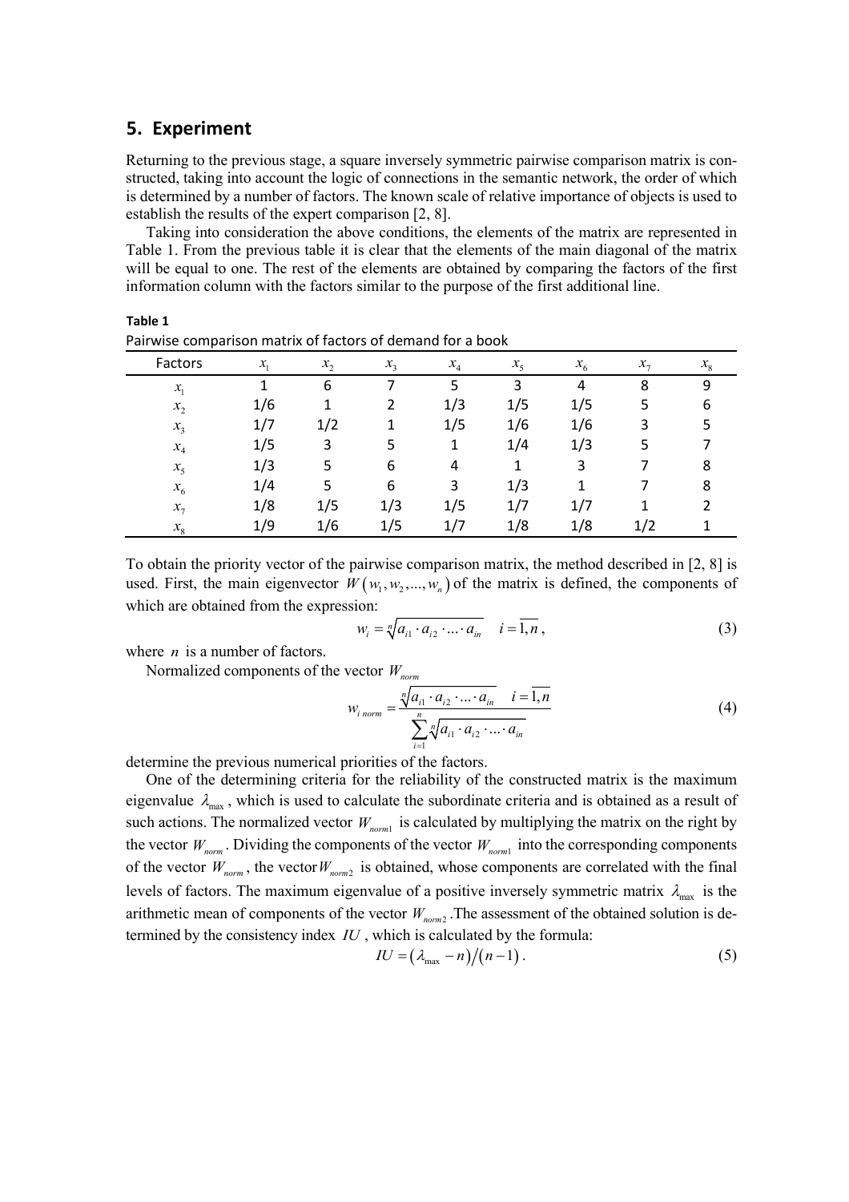## 5. Experiment

Returning to the previous stage, a square inversely symmetric pairwise comparison matrix is constructed, taking into account the logic of connections in the semantic network, the order of which is determined by a number of factors. The known scale of relative importance of objects is used to establish the results of the expert comparison [2, 8].

Taking into consideration the above conditions, the elements of the matrix are represented in Table 1. From the previous table it is clear that the elements of the main diagonal of the matrix will be equal to one. The rest of the elements are obtained by comparing the factors of the first information column with the factors similar to the purpose of the first additional line.

**Table 1**

Pairwise comparison matrix of factors of demand for a book

| Factors | $x_1$ | $x_2$ | $x_3$ | $x_4$ | $x_5$ | $x_6$ | $x_7$ | $x_8$ |
|---|---|---|---|---|---|---|---|---|
| $x_1$ | 1 | 6 | 7 | 5 | 3 | 4 | 8 | 9 |
| $x_2$ | 1/6 | 1 | 2 | 1/3 | 1/5 | 1/5 | 5 | 6 |
| $x_3$ | 1/7 | 1/2 | 1 | 1/5 | 1/6 | 1/6 | 3 | 5 |
| $x_4$ | 1/5 | 3 | 5 | 1 | 1/4 | 1/3 | 5 | 7 |
| $x_5$ | 1/3 | 5 | 6 | 4 | 1 | 3 | 7 | 8 |
| $x_6$ | 1/4 | 5 | 6 | 3 | 1/3 | 1 | 7 | 8 |
| $x_7$ | 1/8 | 1/5 | 1/3 | 1/5 | 1/7 | 1/7 | 1 | 2 |
| $x_8$ | 1/9 | 1/6 | 1/5 | 1/7 | 1/8 | 1/8 | 1/2 | 1 |

To obtain the priority vector of the pairwise comparison matrix, the method described in [2, 8] is used. First, the main eigenvector $W(w_1, w_2, ..., w_n)$ of the matrix is defined, the components of which are obtained from the expression:

$$w_i = \sqrt[n]{a_{i1} \cdot a_{i2} \cdot ... \cdot a_{in}} \quad i = \overline{1, n}, \tag{3}$$

where $n$ is a number of factors.

Normalized components of the vector $W_{norm}$

$$w_{i\ norm} = \frac{\sqrt[n]{a_{i1} \cdot a_{i2} \cdot ... \cdot a_{in}} \quad i = \overline{1, n}}{\sum_{i=1}^{n} \sqrt[n]{a_{i1} \cdot a_{i2} \cdot ... \cdot a_{in}}} \tag{4}$$

determine the previous numerical priorities of the factors.

One of the determining criteria for the reliability of the constructed matrix is the maximum eigenvalue $\lambda_{\max}$, which is used to calculate the subordinate criteria and is obtained as a result of such actions. The normalized vector $W_{norm1}$ is calculated by multiplying the matrix on the right by the vector $W_{norm}$. Dividing the components of the vector $W_{norm1}$ into the corresponding components of the vector $W_{norm}$, the vector $W_{norm2}$ is obtained, whose components are correlated with the final levels of factors. The maximum eigenvalue of a positive inversely symmetric matrix $\lambda_{\max}$ is the arithmetic mean of components of the vector $W_{norm2}$. The assessment of the obtained solution is determined by the consistency index $IU$, which is calculated by the formula:

$$IU = (\lambda_{\max} - n)/(n-1). \tag{5}$$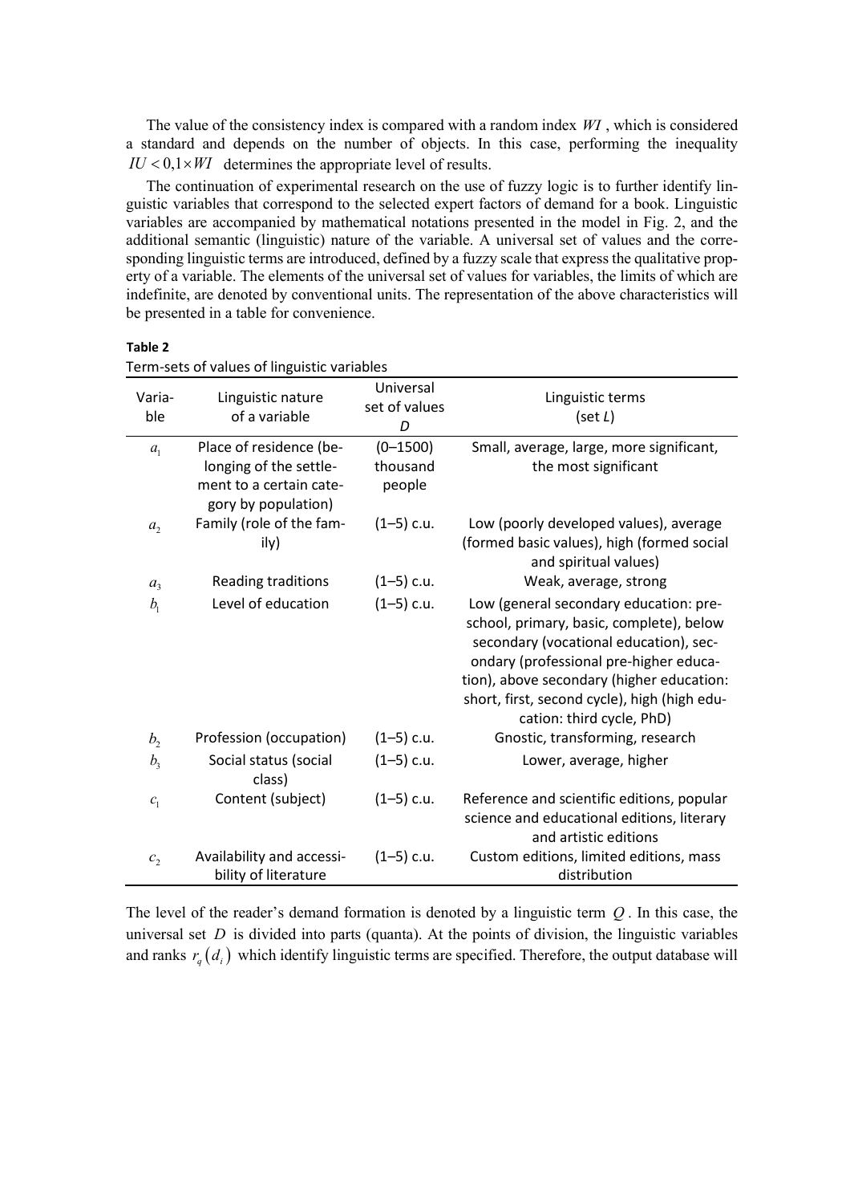The value of the consistency index is compared with a random index $WI$, which is considered a standard and depends on the number of objects. In this case, performing the inequality $IU < 0{,}1 \times WI$ determines the appropriate level of results.

The continuation of experimental research on the use of fuzzy logic is to further identify linguistic variables that correspond to the selected expert factors of demand for a book. Linguistic variables are accompanied by mathematical notations presented in the model in Fig. 2, and the additional semantic (linguistic) nature of the variable. A universal set of values and the corresponding linguistic terms are introduced, defined by a fuzzy scale that express the qualitative property of a variable. The elements of the universal set of values for variables, the limits of which are indefinite, are denoted by conventional units. The representation of the above characteristics will be presented in a table for convenience.

**Table 2**

Term-sets of values of linguistic variables

| Variable | Linguistic nature of a variable | Universal set of values $D$ | Linguistic terms (set $L$) |
|---|---|---|---|
| $a_1$ | Place of residence (belonging of the settlement to a certain category by population) | (0–1500) thousand people | Small, average, large, more significant, the most significant |
| $a_2$ | Family (role of the family) | (1–5) c.u. | Low (poorly developed values), average (formed basic values), high (formed social and spiritual values) |
| $a_3$ | Reading traditions | (1–5) c.u. | Weak, average, strong |
| $b_1$ | Level of education | (1–5) c.u. | Low (general secondary education: preschool, primary, basic, complete), below secondary (vocational education), secondary (professional pre-higher education), above secondary (higher education: short, first, second cycle), high (high education: third cycle, PhD) |
| $b_2$ | Profession (occupation) | (1–5) c.u. | Gnostic, transforming, research |
| $b_3$ | Social status (social class) | (1–5) c.u. | Lower, average, higher |
| $c_1$ | Content (subject) | (1–5) c.u. | Reference and scientific editions, popular science and educational editions, literary and artistic editions |
| $c_2$ | Availability and accessibility of literature | (1–5) c.u. | Custom editions, limited editions, mass distribution |

The level of the reader's demand formation is denoted by a linguistic term $Q$. In this case, the universal set $D$ is divided into parts (quanta). At the points of division, the linguistic variables and ranks $r_q(d_i)$ which identify linguistic terms are specified. Therefore, the output database will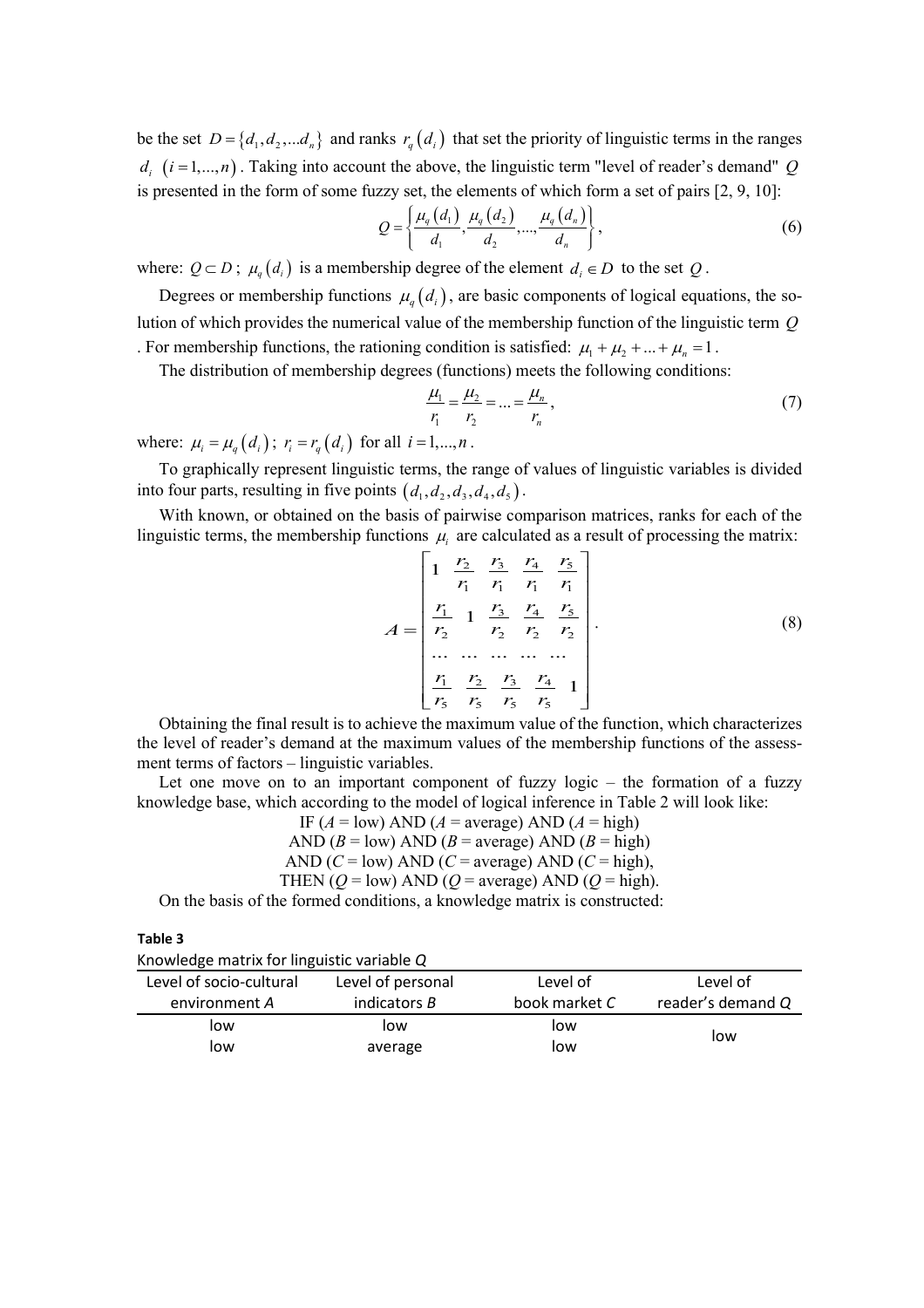be the set $D = \{d_1, d_2, ... d_n\}$ and ranks $r_q(d_i)$ that set the priority of linguistic terms in the ranges $d_i$ $(i = 1,...,n)$. Taking into account the above, the linguistic term "level of reader's demand" $Q$ is presented in the form of some fuzzy set, the elements of which form a set of pairs [2, 9, 10]:

$$Q = \left\{ \frac{\mu_q(d_1)}{d_1}, \frac{\mu_q(d_2)}{d_2}, ..., \frac{\mu_q(d_n)}{d_n} \right\}, \tag{6}$$

where: $Q \subset D$; $\mu_q(d_i)$ is a membership degree of the element $d_i \in D$ to the set $Q$.

Degrees or membership functions $\mu_q(d_i)$, are basic components of logical equations, the solution of which provides the numerical value of the membership function of the linguistic term $Q$. For membership functions, the rationing condition is satisfied: $\mu_1 + \mu_2 + ... + \mu_n = 1$.

The distribution of membership degrees (functions) meets the following conditions:

$$\frac{\mu_1}{r_1} = \frac{\mu_2}{r_2} = ... = \frac{\mu_n}{r_n}, \tag{7}$$

where: $\mu_i = \mu_q(d_i)$; $r_i = r_q(d_i)$ for all $i = 1,...,n$.

To graphically represent linguistic terms, the range of values of linguistic variables is divided into four parts, resulting in five points $(d_1, d_2, d_3, d_4, d_5)$.

With known, or obtained on the basis of pairwise comparison matrices, ranks for each of the linguistic terms, the membership functions $\mu_i$ are calculated as a result of processing the matrix:

$$A = \begin{bmatrix} 1 & \frac{r_2}{r_1} & \frac{r_3}{r_1} & \frac{r_4}{r_1} & \frac{r_5}{r_1} \\ \frac{r_1}{r_2} & 1 & \frac{r_3}{r_2} & \frac{r_4}{r_2} & \frac{r_5}{r_2} \\ \cdots & \cdots & \cdots & \cdots & \cdots \\ \frac{r_1}{r_5} & \frac{r_2}{r_5} & \frac{r_3}{r_5} & \frac{r_4}{r_5} & 1 \end{bmatrix}. \tag{8}$$

Obtaining the final result is to achieve the maximum value of the function, which characterizes the level of reader's demand at the maximum values of the membership functions of the assessment terms of factors – linguistic variables.

Let one move on to an important component of fuzzy logic – the formation of a fuzzy knowledge base, which according to the model of logical inference in Table 2 will look like:

IF ($A$ = low) AND ($A$ = average) AND ($A$ = high)
AND ($B$ = low) AND ($B$ = average) AND ($B$ = high)
AND ($C$ = low) AND ($C$ = average) AND ($C$ = high),
THEN ($Q$ = low) AND ($Q$ = average) AND ($Q$ = high).

On the basis of the formed conditions, a knowledge matrix is constructed:

**Table 3**
Knowledge matrix for linguistic variable $Q$

| Level of socio-cultural environment $A$ | Level of personal indicators $B$ | Level of book market $C$ | Level of reader's demand $Q$ |
|---|---|---|---|
| low | low | low | low |
| low | average | low | |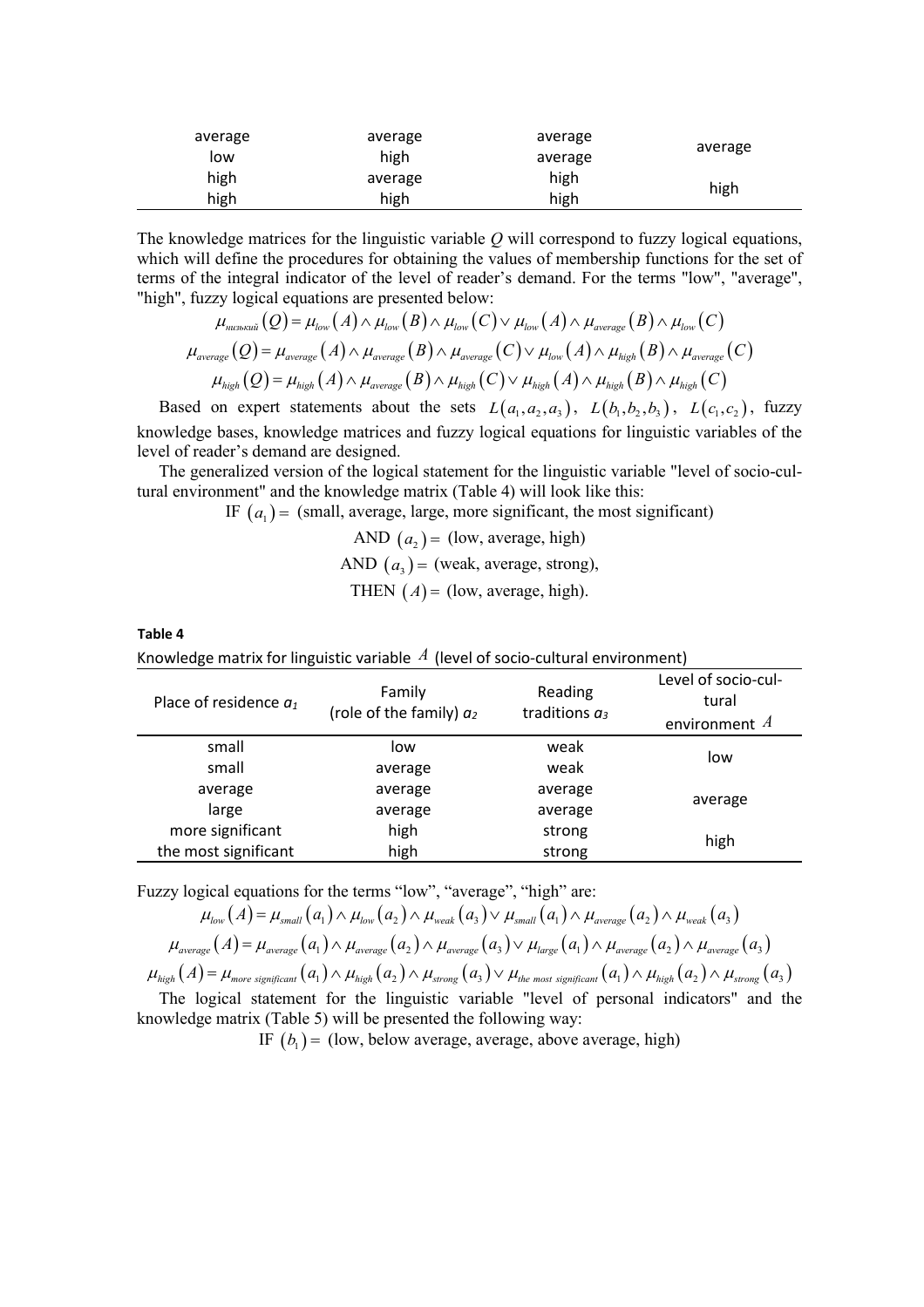| | | | |
|---|---|---|---|
| average | average | average | average |
| low | high | average | |
| high | average | high | high |
| high | high | high | |

The knowledge matrices for the linguistic variable $Q$ will correspond to fuzzy logical equations, which will define the procedures for obtaining the values of membership functions for the set of terms of the integral indicator of the level of reader's demand. For the terms "low", "average", "high", fuzzy logical equations are presented below:

$$\mu_{низький}(Q) = \mu_{low}(A) \wedge \mu_{low}(B) \wedge \mu_{low}(C) \vee \mu_{low}(A) \wedge \mu_{average}(B) \wedge \mu_{low}(C)$$

$$\mu_{average}(Q) = \mu_{average}(A) \wedge \mu_{average}(B) \wedge \mu_{average}(C) \vee \mu_{low}(A) \wedge \mu_{high}(B) \wedge \mu_{average}(C)$$

$$\mu_{high}(Q) = \mu_{high}(A) \wedge \mu_{average}(B) \wedge \mu_{high}(C) \vee \mu_{high}(A) \wedge \mu_{high}(B) \wedge \mu_{high}(C)$$

Based on expert statements about the sets $L(a_1, a_2, a_3)$, $L(b_1, b_2, b_3)$, $L(c_1, c_2)$, fuzzy knowledge bases, knowledge matrices and fuzzy logical equations for linguistic variables of the level of reader's demand are designed.

The generalized version of the logical statement for the linguistic variable "level of socio-cultural environment" and the knowledge matrix (Table 4) will look like this:

IF $(a_1) =$ (small, average, large, more significant, the most significant)

AND $(a_2) =$ (low, average, high)

AND $(a_3) =$ (weak, average, strong),

THEN $(A) =$ (low, average, high).

**Table 4**

Knowledge matrix for linguistic variable $A$ (level of socio-cultural environment)

| Place of residence $a_1$ | Family (role of the family) $a_2$ | Reading traditions $a_3$ | Level of socio-cultural environment $A$ |
|---|---|---|---|
| small | low | weak | low |
| small | average | weak | |
| average | average | average | average |
| large | average | average | |
| more significant | high | strong | high |
| the most significant | high | strong | |

Fuzzy logical equations for the terms "low", "average", "high" are:

$$\mu_{low}(A) = \mu_{small}(a_1) \wedge \mu_{low}(a_2) \wedge \mu_{weak}(a_3) \vee \mu_{small}(a_1) \wedge \mu_{average}(a_2) \wedge \mu_{weak}(a_3)$$

$$\mu_{average}(A) = \mu_{average}(a_1) \wedge \mu_{average}(a_2) \wedge \mu_{average}(a_3) \vee \mu_{large}(a_1) \wedge \mu_{average}(a_2) \wedge \mu_{average}(a_3)$$

$$\mu_{high}(A) = \mu_{more\ significant}(a_1) \wedge \mu_{high}(a_2) \wedge \mu_{strong}(a_3) \vee \mu_{the\ most\ significant}(a_1) \wedge \mu_{high}(a_2) \wedge \mu_{strong}(a_3)$$

The logical statement for the linguistic variable "level of personal indicators" and the knowledge matrix (Table 5) will be presented the following way:

IF $(b_1) =$ (low, below average, average, above average, high)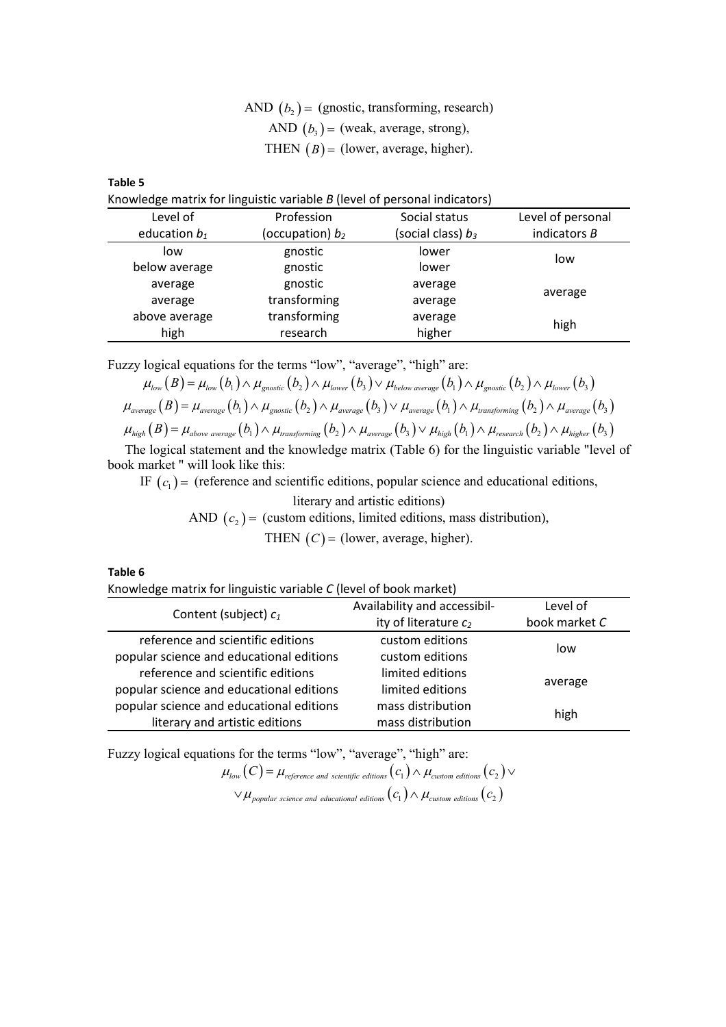AND $(b_2) =$ (gnostic, transforming, research)

AND $(b_3) =$ (weak, average, strong),

THEN $(B) =$ (lower, average, higher).

**Table 5**

Knowledge matrix for linguistic variable *B* (level of personal indicators)

| Level of education $b_1$ | Profession (occupation) $b_2$ | Social status (social class) $b_3$ | Level of personal indicators *B* |
|---|---|---|---|
| low | gnostic | lower | low |
| below average | gnostic | lower | |
| average | gnostic | average | average |
| average | transforming | average | |
| above average | transforming | average | high |
| high | research | higher | |

Fuzzy logical equations for the terms "low", "average", "high" are:

$$\mu_{low}(B) = \mu_{low}(b_1) \wedge \mu_{gnostic}(b_2) \wedge \mu_{lower}(b_3) \vee \mu_{below\ average}(b_1) \wedge \mu_{gnostic}(b_2) \wedge \mu_{lower}(b_3)$$

$$\mu_{average}(B) = \mu_{average}(b_1) \wedge \mu_{gnostic}(b_2) \wedge \mu_{average}(b_3) \vee \mu_{average}(b_1) \wedge \mu_{transforming}(b_2) \wedge \mu_{average}(b_3)$$

$$\mu_{high}(B) = \mu_{above\ average}(b_1) \wedge \mu_{transforming}(b_2) \wedge \mu_{average}(b_3) \vee \mu_{high}(b_1) \wedge \mu_{research}(b_2) \wedge \mu_{higher}(b_3)$$

The logical statement and the knowledge matrix (Table 6) for the linguistic variable "level of book market " will look like this:

IF $(c_1) =$ (reference and scientific editions, popular science and educational editions, literary and artistic editions)

AND $(c_2) =$ (custom editions, limited editions, mass distribution),

THEN $(C) =$ (lower, average, higher).

**Table 6**

Knowledge matrix for linguistic variable *C* (level of book market)

| Content (subject) $c_1$ | Availability and accessibility of literature $c_2$ | Level of book market *C* |
|---|---|---|
| reference and scientific editions | custom editions | low |
| popular science and educational editions | custom editions | |
| reference and scientific editions | limited editions | average |
| popular science and educational editions | limited editions | |
| popular science and educational editions | mass distribution | high |
| literary and artistic editions | mass distribution | |

Fuzzy logical equations for the terms "low", "average", "high" are:

$$\mu_{low}(C) = \mu_{reference\ and\ scientific\ editions}(c_1) \wedge \mu_{custom\ editions}(c_2) \vee$$
$$\vee \mu_{popular\ science\ and\ educational\ editions}(c_1) \wedge \mu_{custom\ editions}(c_2)$$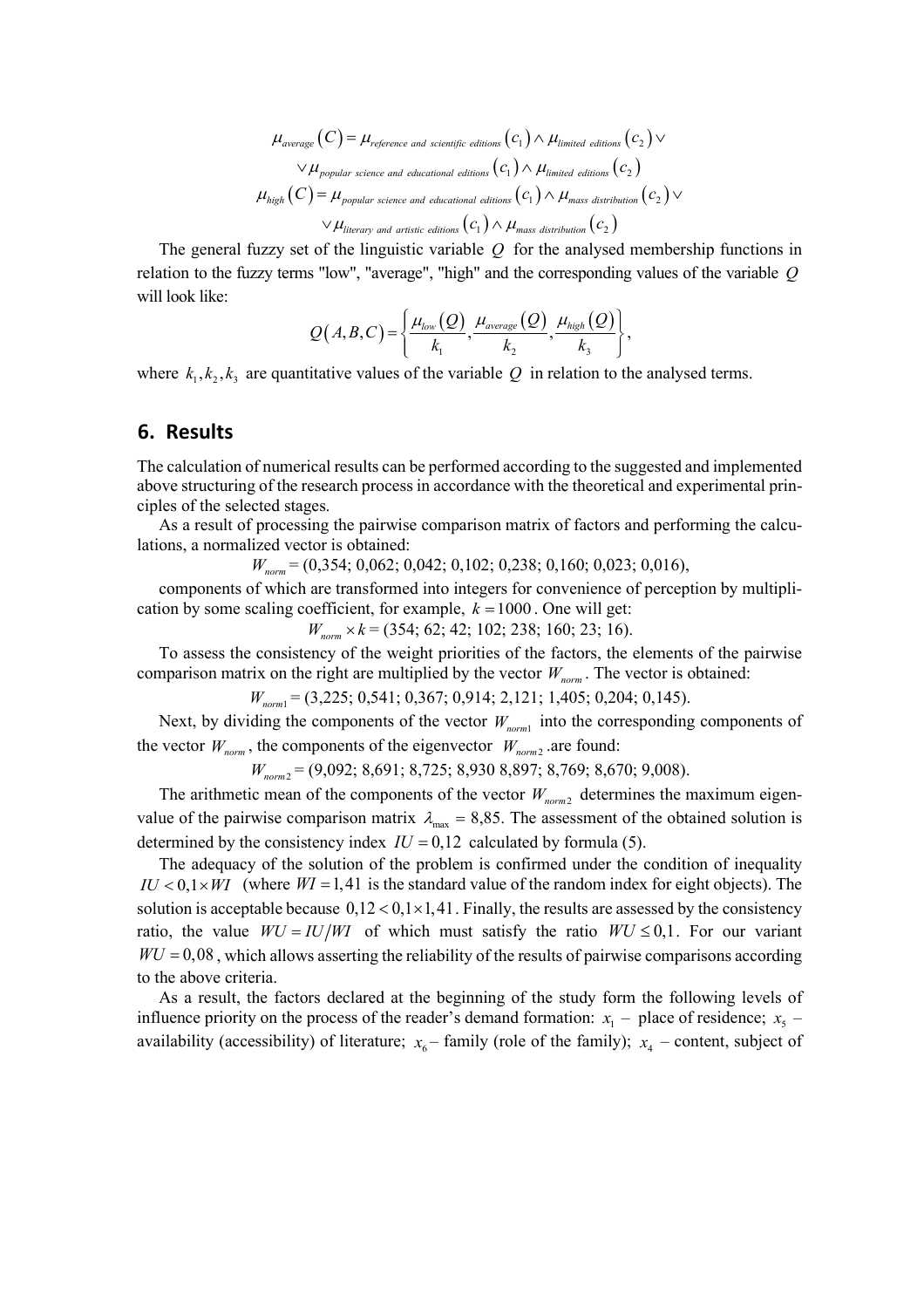$$\mu_{average}(C) = \mu_{reference\ and\ scientific\ editions}(c_1) \wedge \mu_{limited\ editions}(c_2) \vee$$
$$\vee \mu_{popular\ science\ and\ educational\ editions}(c_1) \wedge \mu_{limited\ editions}(c_2)$$
$$\mu_{high}(C) = \mu_{popular\ science\ and\ educational\ editions}(c_1) \wedge \mu_{mass\ distribution}(c_2) \vee$$
$$\vee \mu_{literary\ and\ artistic\ editions}(c_1) \wedge \mu_{mass\ distribution}(c_2)$$

The general fuzzy set of the linguistic variable $Q$ for the analysed membership functions in relation to the fuzzy terms "low", "average", "high" and the corresponding values of the variable $Q$ will look like:

$$Q(A,B,C) = \left\{ \frac{\mu_{low}(Q)}{k_1}, \frac{\mu_{average}(Q)}{k_2}, \frac{\mu_{high}(Q)}{k_3} \right\},$$

where $k_1, k_2, k_3$ are quantitative values of the variable $Q$ in relation to the analysed terms.

## 6. Results

The calculation of numerical results can be performed according to the suggested and implemented above structuring of the research process in accordance with the theoretical and experimental principles of the selected stages.

As a result of processing the pairwise comparison matrix of factors and performing the calculations, a normalized vector is obtained:

$$W_{norm} = (0{,}354;\ 0{,}062;\ 0{,}042;\ 0{,}102;\ 0{,}238;\ 0{,}160;\ 0{,}023;\ 0{,}016),$$

components of which are transformed into integers for convenience of perception by multiplication by some scaling coefficient, for example, $k = 1000$. One will get:

$$W_{norm} \times k = (354;\ 62;\ 42;\ 102;\ 238;\ 160;\ 23;\ 16).$$

To assess the consistency of the weight priorities of the factors, the elements of the pairwise comparison matrix on the right are multiplied by the vector $W_{norm}$. The vector is obtained:

$$W_{norm1} = (3{,}225;\ 0{,}541;\ 0{,}367;\ 0{,}914;\ 2{,}121;\ 1{,}405;\ 0{,}204;\ 0{,}145).$$

Next, by dividing the components of the vector $W_{norm1}$ into the corresponding components of the vector $W_{norm}$, the components of the eigenvector $W_{norm2}$ .are found:

$$W_{norm2} = (9{,}092;\ 8{,}691;\ 8{,}725;\ 8{,}930\ 8{,}897;\ 8{,}769;\ 8{,}670;\ 9{,}008).$$

The arithmetic mean of the components of the vector $W_{norm2}$ determines the maximum eigenvalue of the pairwise comparison matrix $\lambda_{max} = 8{,}85$. The assessment of the obtained solution is determined by the consistency index $IU = 0{,}12$ calculated by formula (5).

The adequacy of the solution of the problem is confirmed under the condition of inequality $IU < 0{,}1 \times WI$ (where $WI = 1{,}41$ is the standard value of the random index for eight objects). The solution is acceptable because $0{,}12 < 0{,}1 \times 1{,}41$. Finally, the results are assessed by the consistency ratio, the value $WU = IU/WI$ of which must satisfy the ratio $WU \leq 0{,}1$. For our variant $WU = 0{,}08$, which allows asserting the reliability of the results of pairwise comparisons according to the above criteria.

As a result, the factors declared at the beginning of the study form the following levels of influence priority on the process of the reader's demand formation: $x_1$ – place of residence; $x_5$ – availability (accessibility) of literature; $x_6$ – family (role of the family); $x_4$ – content, subject of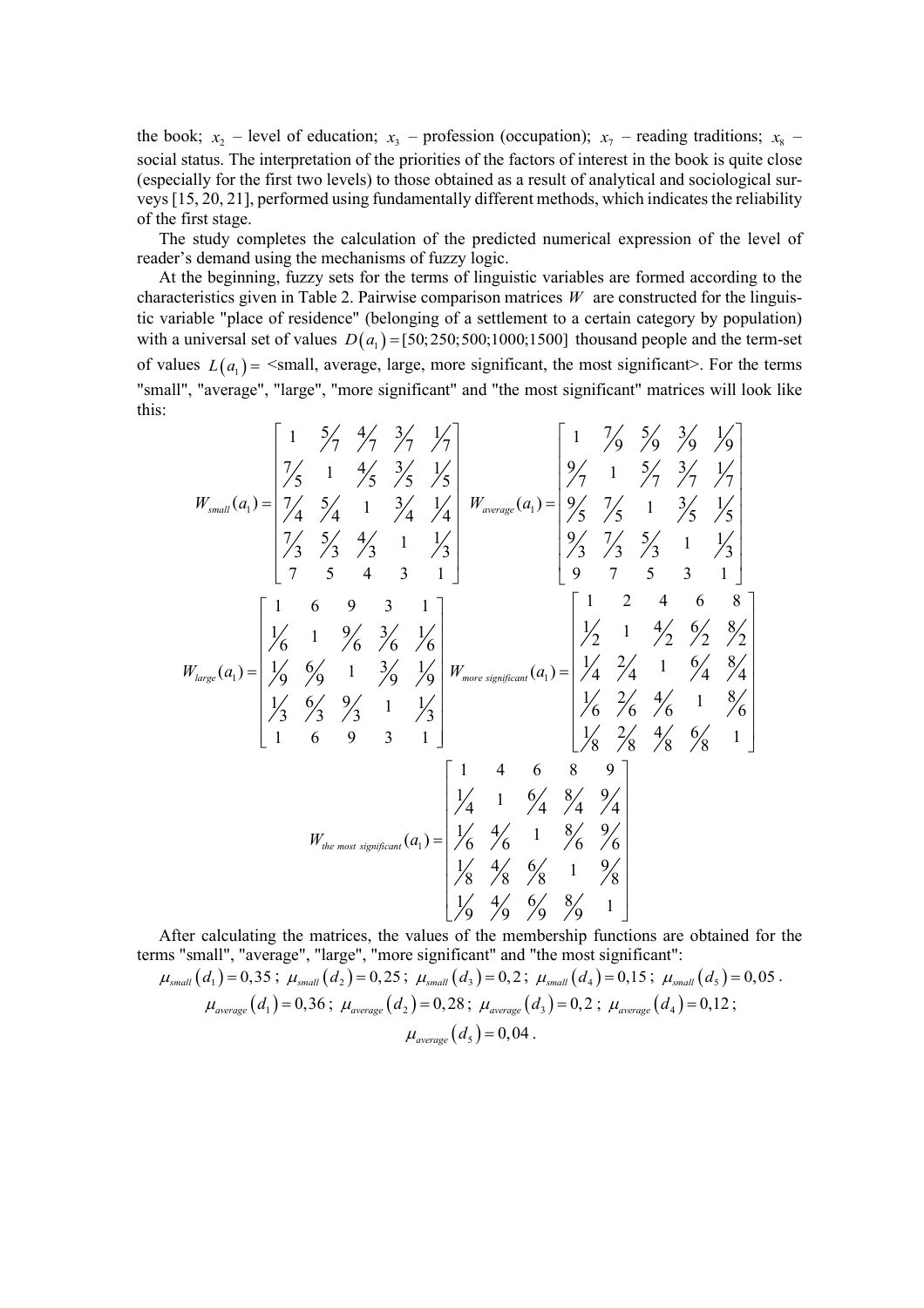the book; $x_2$ – level of education; $x_3$ – profession (occupation); $x_7$ – reading traditions; $x_8$ – social status. The interpretation of the priorities of the factors of interest in the book is quite close (especially for the first two levels) to those obtained as a result of analytical and sociological surveys [15, 20, 21], performed using fundamentally different methods, which indicates the reliability of the first stage.

The study completes the calculation of the predicted numerical expression of the level of reader's demand using the mechanisms of fuzzy logic.

At the beginning, fuzzy sets for the terms of linguistic variables are formed according to the characteristics given in Table 2. Pairwise comparison matrices $W$ are constructed for the linguistic variable "place of residence" (belonging of a settlement to a certain category by population) with a universal set of values $D(a_1)=[50;250;500;1000;1500]$ thousand people and the term-set of values $L(a_1)=$ <small, average, large, more significant, the most significant>. For the terms "small", "average", "large", "more significant" and "the most significant" matrices will look like this:

$$W_{small}(a_1)=\begin{bmatrix} 1 & 5/7 & 4/7 & 3/7 & 1/7 \\ 7/5 & 1 & 4/5 & 3/5 & 1/5 \\ 7/4 & 5/4 & 1 & 3/4 & 1/4 \\ 7/3 & 5/3 & 4/3 & 1 & 1/3 \\ 7 & 5 & 4 & 3 & 1 \end{bmatrix} \quad W_{average}(a_1)=\begin{bmatrix} 1 & 7/9 & 5/9 & 3/9 & 1/9 \\ 9/7 & 1 & 5/7 & 3/7 & 1/7 \\ 9/5 & 7/5 & 1 & 3/5 & 1/5 \\ 9/3 & 7/3 & 5/3 & 1 & 1/3 \\ 9 & 7 & 5 & 3 & 1 \end{bmatrix}$$

$$W_{large}(a_1)=\begin{bmatrix} 1 & 6 & 9 & 3 & 1 \\ 1/6 & 1 & 9/6 & 3/6 & 1/6 \\ 1/9 & 6/9 & 1 & 3/9 & 1/9 \\ 1/3 & 6/3 & 9/3 & 1 & 1/3 \\ 1 & 6 & 9 & 3 & 1 \end{bmatrix} \quad W_{more\ significant}(a_1)=\begin{bmatrix} 1 & 2 & 4 & 6 & 8 \\ 1/2 & 1 & 4/2 & 6/2 & 8/2 \\ 1/4 & 2/4 & 1 & 6/4 & 8/4 \\ 1/6 & 2/6 & 4/6 & 1 & 8/6 \\ 1/8 & 2/8 & 4/8 & 6/8 & 1 \end{bmatrix}$$

$$W_{the\ most\ significant}(a_1)=\begin{bmatrix} 1 & 4 & 6 & 8 & 9 \\ 1/4 & 1 & 6/4 & 8/4 & 9/4 \\ 1/6 & 4/6 & 1 & 8/6 & 9/6 \\ 1/8 & 4/8 & 6/8 & 1 & 9/8 \\ 1/9 & 4/9 & 6/9 & 8/9 & 1 \end{bmatrix}$$

After calculating the matrices, the values of the membership functions are obtained for the terms "small", "average", "large", "more significant" and "the most significant":

$\mu_{small}(d_1)=0,35$; $\mu_{small}(d_2)=0,25$; $\mu_{small}(d_3)=0,2$; $\mu_{small}(d_4)=0,15$; $\mu_{small}(d_5)=0,05$.

$\mu_{average}(d_1)=0,36$; $\mu_{average}(d_2)=0,28$; $\mu_{average}(d_3)=0,2$; $\mu_{average}(d_4)=0,12$;

$\mu_{average}(d_5)=0,04$.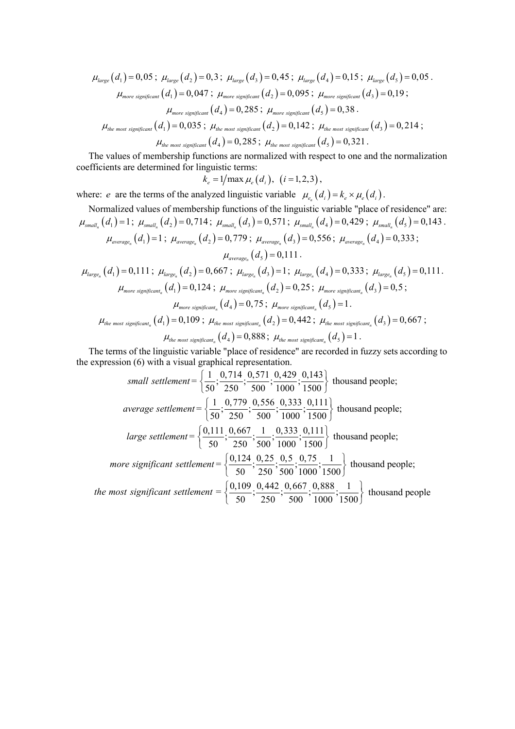$\mu_{large}(d_1) = 0,05$; $\mu_{large}(d_2) = 0,3$; $\mu_{large}(d_3) = 0,45$; $\mu_{large}(d_4) = 0,15$; $\mu_{large}(d_5) = 0,05$.

$\mu_{more\ significant}(d_1) = 0,047$; $\mu_{more\ significant}(d_2) = 0,095$; $\mu_{more\ significant}(d_3) = 0,19$;

$\mu_{more\ significant}(d_4) = 0,285$; $\mu_{more\ significant}(d_5) = 0,38$.

$\mu_{the\ most\ significant}(d_1) = 0,035$; $\mu_{the\ most\ significant}(d_2) = 0,142$; $\mu_{the\ most\ significant}(d_3) = 0,214$;

$\mu_{the\ most\ significant}(d_4) = 0,285$; $\mu_{the\ most\ significant}(d_5) = 0,321$.

The values of membership functions are normalized with respect to one and the normalization coefficients are determined for linguistic terms:

$$k_e = 1/\max \mu_e(d_i), \quad (i = 1,2,3),$$

where: $e$ are the terms of the analyzed linguistic variable $\mu_{e_n}(d_i) = k_e \times \mu_e(d_i)$.

Normalized values of membership functions of the linguistic variable "place of residence" are:

$\mu_{small_n}(d_1) = 1$; $\mu_{small_n}(d_2) = 0,714$; $\mu_{small_n}(d_3) = 0,571$; $\mu_{small_n}(d_4) = 0,429$; $\mu_{small_n}(d_5) = 0,143$.

$\mu_{average_n}(d_1) = 1$; $\mu_{average_n}(d_2) = 0,779$; $\mu_{average_n}(d_3) = 0,556$; $\mu_{average_n}(d_4) = 0,333$;

$\mu_{average_n}(d_5) = 0,111$.

$\mu_{large_n}(d_1) = 0,111$; $\mu_{large_n}(d_2) = 0,667$; $\mu_{large_n}(d_3) = 1$; $\mu_{large_n}(d_4) = 0,333$; $\mu_{large_n}(d_5) = 0,111$.

$\mu_{more\ significant_n}(d_1) = 0,124$; $\mu_{more\ significant_n}(d_2) = 0,25$; $\mu_{more\ significant_n}(d_3) = 0,5$;

$\mu_{more\ significant_n}(d_4) = 0,75$; $\mu_{more\ significant_n}(d_5) = 1$.

$\mu_{the\ most\ significant_n}(d_1) = 0,109$; $\mu_{the\ most\ significant_n}(d_2) = 0,442$; $\mu_{the\ most\ significant_n}(d_3) = 0,667$;

$\mu_{the\ most\ significant_n}(d_4) = 0,888$; $\mu_{the\ most\ significant_n}(d_5) = 1$.

The terms of the linguistic variable "place of residence" are recorded in fuzzy sets according to the expression (6) with a visual graphical representation.

$$small\ settlement = \left\{ \frac{1}{50}; \frac{0,714}{250}; \frac{0,571}{500}; \frac{0,429}{1000}; \frac{0,143}{1500} \right\} \text{ thousand people;}$$

$$average\ settlement = \left\{ \frac{1}{50}; \frac{0,779}{250}; \frac{0,556}{500}; \frac{0,333}{1000}; \frac{0,111}{1500} \right\} \text{ thousand people;}$$

$$large\ settlement = \left\{ \frac{0,111}{50}; \frac{0,667}{250}; \frac{1}{500}; \frac{0,333}{1000}; \frac{0,111}{1500} \right\} \text{ thousand people;}$$

$$more\ significant\ settlement = \left\{ \frac{0,124}{50}; \frac{0,25}{250}; \frac{0,5}{500}; \frac{0,75}{1000}; \frac{1}{1500} \right\} \text{ thousand people;}$$

$$the\ most\ significant\ settlement = \left\{ \frac{0,109}{50}; \frac{0,442}{250}; \frac{0,667}{500}; \frac{0,888}{1000}; \frac{1}{1500} \right\} \text{ thousand people}$$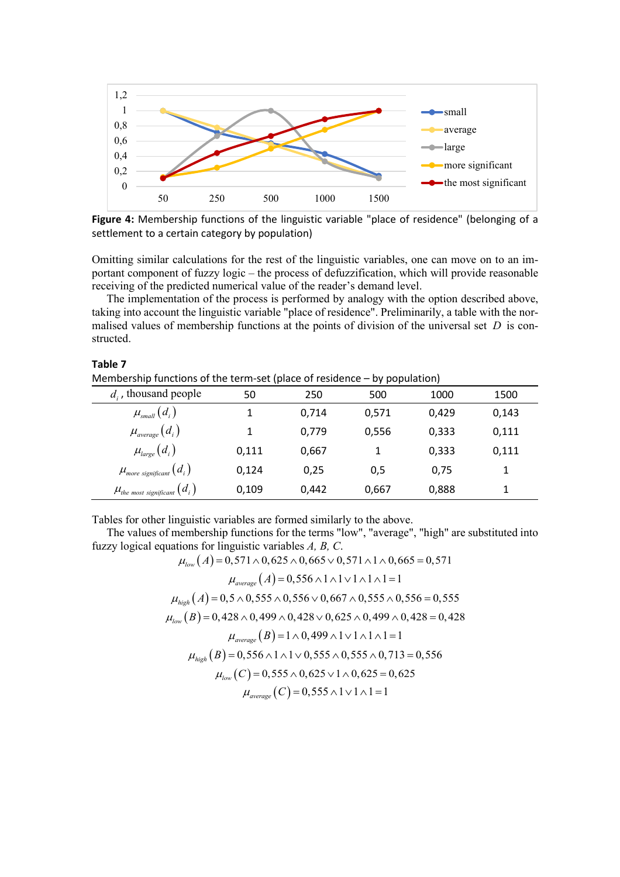**Figure 4:** Membership functions of the linguistic variable "place of residence" (belonging of a settlement to a certain category by population)

Omitting similar calculations for the rest of the linguistic variables, one can move on to an important component of fuzzy logic – the process of defuzzification, which will provide reasonable receiving of the predicted numerical value of the reader's demand level.

The implementation of the process is performed by analogy with the option described above, taking into account the linguistic variable "place of residence". Preliminarily, a table with the normalised values of membership functions at the points of division of the universal set $D$ is constructed.

**Table 7**

Membership functions of the term-set (place of residence – by population)

| $d_i$, thousand people | 50 | 250 | 500 | 1000 | 1500 |
|---|---|---|---|---|---|
| $\mu_{small}(d_i)$ | 1 | 0,714 | 0,571 | 0,429 | 0,143 |
| $\mu_{average}(d_i)$ | 1 | 0,779 | 0,556 | 0,333 | 0,111 |
| $\mu_{large}(d_i)$ | 0,111 | 0,667 | 1 | 0,333 | 0,111 |
| $\mu_{more\ significant}(d_i)$ | 0,124 | 0,25 | 0,5 | 0,75 | 1 |
| $\mu_{the\ most\ significant}(d_i)$ | 0,109 | 0,442 | 0,667 | 0,888 | 1 |

Tables for other linguistic variables are formed similarly to the above.

The values of membership functions for the terms "low", "average", "high" are substituted into fuzzy logical equations for linguistic variables *A, B, C*.

$$\mu_{low}(A) = 0,571 \wedge 0,625 \wedge 0,665 \vee 0,571 \wedge 1 \wedge 0,665 = 0,571$$

$$\mu_{average}(A) = 0,556 \wedge 1 \wedge 1 \vee 1 \wedge 1 \wedge 1 = 1$$

$$\mu_{high}(A) = 0,5 \wedge 0,555 \wedge 0,556 \vee 0,667 \wedge 0,555 \wedge 0,556 = 0,555$$

$$\mu_{low}(B) = 0,428 \wedge 0,499 \wedge 0,428 \vee 0,625 \wedge 0,499 \wedge 0,428 = 0,428$$

$$\mu_{average}(B) = 1 \wedge 0,499 \wedge 1 \vee 1 \wedge 1 \wedge 1 = 1$$

$$\mu_{high}(B) = 0,556 \wedge 1 \wedge 1 \vee 0,555 \wedge 0,555 \wedge 0,713 = 0,556$$

$$\mu_{low}(C) = 0,555 \wedge 0,625 \vee 1 \wedge 0,625 = 0,625$$

$$\mu_{average}(C) = 0,555 \wedge 1 \vee 1 \wedge 1 = 1$$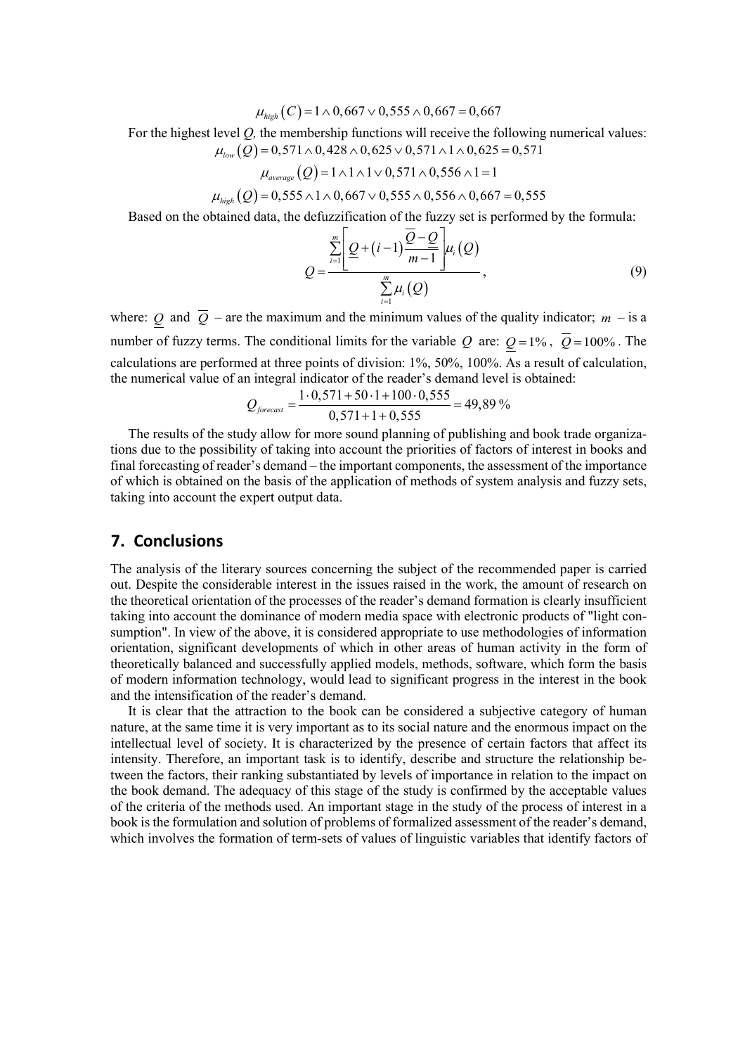$$\mu_{high}(C) = 1 \wedge 0,667 \vee 0,555 \wedge 0,667 = 0,667$$

For the highest level *Q,* the membership functions will receive the following numerical values:

$$\mu_{low}(Q) = 0,571 \wedge 0,428 \wedge 0,625 \vee 0,571 \wedge 1 \wedge 0,625 = 0,571$$

$$\mu_{average}(Q) = 1 \wedge 1 \wedge 1 \vee 0,571 \wedge 0,556 \wedge 1 = 1$$

$$\mu_{high}(Q) = 0,555 \wedge 1 \wedge 0,667 \vee 0,555 \wedge 0,556 \wedge 0,667 = 0,555$$

Based on the obtained data, the defuzzification of the fuzzy set is performed by the formula:

$$Q = \frac{\sum_{i=1}^{m} \left[ \underline{Q} + (i-1) \frac{\overline{Q} - \underline{Q}}{m-1} \right] \mu_i(Q)}{\sum_{i=1}^{m} \mu_i(Q)}, \tag{9}$$

where: $\underline{Q}$ and $\overline{Q}$ – are the maximum and the minimum values of the quality indicator; $m$ – is a number of fuzzy terms. The conditional limits for the variable $Q$ are: $\underline{Q} = 1\%$, $\overline{Q} = 100\%$. The calculations are performed at three points of division: 1%, 50%, 100%. As a result of calculation, the numerical value of an integral indicator of the reader's demand level is obtained:

$$Q_{forecast} = \frac{1 \cdot 0,571 + 50 \cdot 1 + 100 \cdot 0,555}{0,571 + 1 + 0,555} = 49,89\ \%$$

The results of the study allow for more sound planning of publishing and book trade organizations due to the possibility of taking into account the priorities of factors of interest in books and final forecasting of reader's demand – the important components, the assessment of the importance of which is obtained on the basis of the application of methods of system analysis and fuzzy sets, taking into account the expert output data.

## 7. Conclusions

The analysis of the literary sources concerning the subject of the recommended paper is carried out. Despite the considerable interest in the issues raised in the work, the amount of research on the theoretical orientation of the processes of the reader's demand formation is clearly insufficient taking into account the dominance of modern media space with electronic products of "light consumption". In view of the above, it is considered appropriate to use methodologies of information orientation, significant developments of which in other areas of human activity in the form of theoretically balanced and successfully applied models, methods, software, which form the basis of modern information technology, would lead to significant progress in the interest in the book and the intensification of the reader's demand.

It is clear that the attraction to the book can be considered a subjective category of human nature, at the same time it is very important as to its social nature and the enormous impact on the intellectual level of society. It is characterized by the presence of certain factors that affect its intensity. Therefore, an important task is to identify, describe and structure the relationship between the factors, their ranking substantiated by levels of importance in relation to the impact on the book demand. The adequacy of this stage of the study is confirmed by the acceptable values of the criteria of the methods used. An important stage in the study of the process of interest in a book is the formulation and solution of problems of formalized assessment of the reader's demand, which involves the formation of term-sets of values of linguistic variables that identify factors of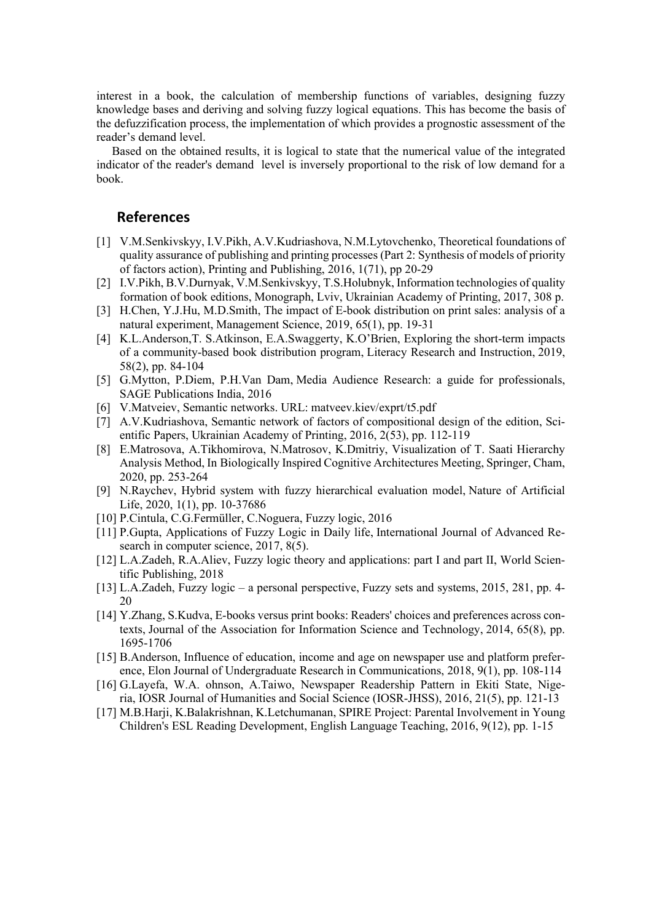interest in a book, the calculation of membership functions of variables, designing fuzzy knowledge bases and deriving and solving fuzzy logical equations. This has become the basis of the defuzzification process, the implementation of which provides a prognostic assessment of the reader's demand level.

Based on the obtained results, it is logical to state that the numerical value of the integrated indicator of the reader's demand level is inversely proportional to the risk of low demand for a book.

## References

[1] V.M.Senkivskyy, I.V.Pikh, A.V.Kudriashova, N.M.Lytovchenko, Theoretical foundations of quality assurance of publishing and printing processes (Part 2: Synthesis of models of priority of factors action), Printing and Publishing, 2016, 1(71), pp 20-29

[2] I.V.Pikh, B.V.Durnyak, V.M.Senkivskyy, T.S.Holubnyk, Information technologies of quality formation of book editions, Monograph, Lviv, Ukrainian Academy of Printing, 2017, 308 p.

[3] H.Chen, Y.J.Hu, M.D.Smith, The impact of E-book distribution on print sales: analysis of a natural experiment, Management Science, 2019, 65(1), pp. 19-31

[4] K.L.Anderson,T. S.Atkinson, E.A.Swaggerty, K.O'Brien, Exploring the short-term impacts of a community-based book distribution program, Literacy Research and Instruction, 2019, 58(2), pp. 84-104

[5] G.Mytton, P.Diem, P.H.Van Dam, Media Audience Research: a guide for professionals, SAGE Publications India, 2016

[6] V.Matveiev, Semantic networks. URL: matveev.kiev/exprt/t5.pdf

[7] A.V.Kudriashova, Semantic network of factors of compositional design of the edition, Scientific Papers, Ukrainian Academy of Printing, 2016, 2(53), pp. 112-119

[8] E.Matrosova, A.Tikhomirova, N.Matrosov, K.Dmitriy, Visualization of T. Saati Hierarchy Analysis Method, In Biologically Inspired Cognitive Architectures Meeting, Springer, Cham, 2020, pp. 253-264

[9] N.Raychev, Hybrid system with fuzzy hierarchical evaluation model, Nature of Artificial Life, 2020, 1(1), pp. 10-37686

[10] P.Cintula, C.G.Fermüller, C.Noguera, Fuzzy logic, 2016

[11] P.Gupta, Applications of Fuzzy Logic in Daily life, International Journal of Advanced Research in computer science, 2017, 8(5).

[12] L.A.Zadeh, R.A.Aliev, Fuzzy logic theory and applications: part I and part II, World Scientific Publishing, 2018

[13] L.A.Zadeh, Fuzzy logic – a personal perspective, Fuzzy sets and systems, 2015, 281, pp. 4-20

[14] Y.Zhang, S.Kudva, E-books versus print books: Readers' choices and preferences across contexts, Journal of the Association for Information Science and Technology, 2014, 65(8), pp. 1695-1706

[15] B.Anderson, Influence of education, income and age on newspaper use and platform preference, Elon Journal of Undergraduate Research in Communications, 2018, 9(1), pp. 108-114

[16] G.Layefa, W.A. ohnson, A.Taiwo, Newspaper Readership Pattern in Ekiti State, Nigeria, IOSR Journal of Humanities and Social Science (IOSR-JHSS), 2016, 21(5), pp. 121-13

[17] M.B.Harji, K.Balakrishnan, K.Letchumanan, SPIRE Project: Parental Involvement in Young Children's ESL Reading Development, English Language Teaching, 2016, 9(12), pp. 1-15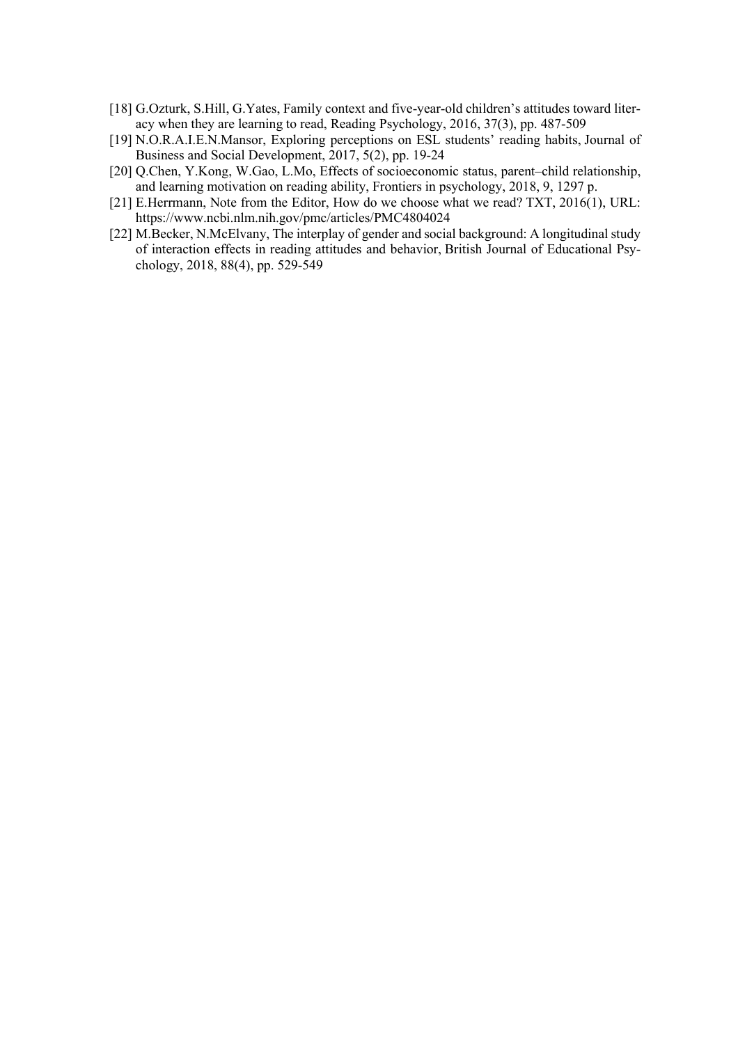[18] G.Ozturk, S.Hill, G.Yates, Family context and five-year-old children's attitudes toward literacy when they are learning to read, Reading Psychology, 2016, 37(3), pp. 487-509

[19] N.O.R.A.I.E.N.Mansor, Exploring perceptions on ESL students' reading habits, Journal of Business and Social Development, 2017, 5(2), pp. 19-24

[20] Q.Chen, Y.Kong, W.Gao, L.Mo, Effects of socioeconomic status, parent–child relationship, and learning motivation on reading ability, Frontiers in psychology, 2018, 9, 1297 p.

[21] E.Herrmann, Note from the Editor, How do we choose what we read? TXT, 2016(1), URL: https://www.ncbi.nlm.nih.gov/pmc/articles/PMC4804024

[22] M.Becker, N.McElvany, The interplay of gender and social background: A longitudinal study of interaction effects in reading attitudes and behavior, British Journal of Educational Psychology, 2018, 88(4), pp. 529-549